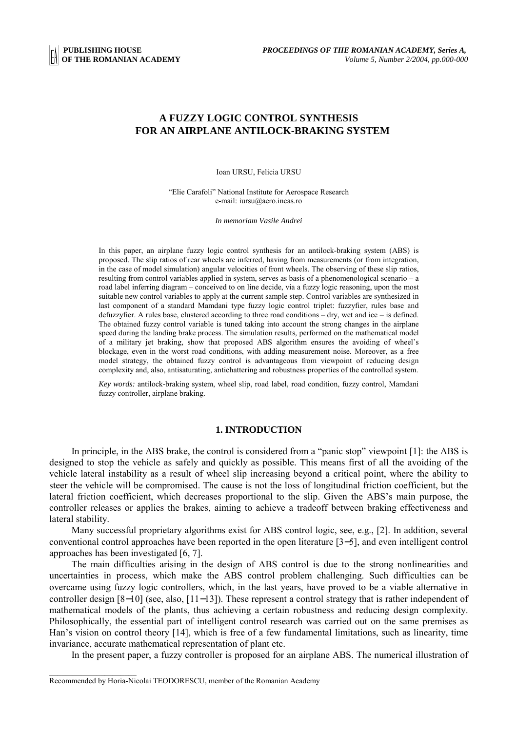# A FUZZY LOGIC CONTROL SYNTHESIS FOR AN AIRPLANE ANTILOCK-BRAKING SYSTEM

Ioan URSU, Felicia URSU

"Elie Carafoli" National Institute for Aerospace Research
e-mail: iursu@aero.incas.ro

*In memoriam Vasile Andrei*

In this paper, an airplane fuzzy logic control synthesis for an antilock-braking system (ABS) is proposed. The slip ratios of rear wheels are inferred, having from measurements (or from integration, in the case of model simulation) angular velocities of front wheels. The observing of these slip ratios, resulting from control variables applied in system, serves as basis of a phenomenological scenario – a road label inferring diagram – conceived to on line decide, via a fuzzy logic reasoning, upon the most suitable new control variables to apply at the current sample step. Control variables are synthesized in last component of a standard Mamdani type fuzzy logic control triplet: fuzzyfier, rules base and defuzzyfier. A rules base, clustered according to three road conditions – dry, wet and ice – is defined. The obtained fuzzy control variable is tuned taking into account the strong changes in the airplane speed during the landing brake process. The simulation results, performed on the mathematical model of a military jet braking, show that proposed ABS algorithm ensures the avoiding of wheel's blockage, even in the worst road conditions, with adding measurement noise. Moreover, as a free model strategy, the obtained fuzzy control is advantageous from viewpoint of reducing design complexity and, also, antisaturating, antichattering and robustness properties of the controlled system.

*Key words:* antilock-braking system, wheel slip, road label, road condition, fuzzy control, Mamdani fuzzy controller, airplane braking.

## 1. INTRODUCTION

In principle, in the ABS brake, the control is considered from a "panic stop" viewpoint [1]: the ABS is designed to stop the vehicle as safely and quickly as possible. This means first of all the avoiding of the vehicle lateral instability as a result of wheel slip increasing beyond a critical point, where the ability to steer the vehicle will be compromised. The cause is not the loss of longitudinal friction coefficient, but the lateral friction coefficient, which decreases proportional to the slip. Given the ABS's main purpose, the controller releases or applies the brakes, aiming to achieve a tradeoff between braking effectiveness and lateral stability.

Many successful proprietary algorithms exist for ABS control logic, see, e.g., [2]. In addition, several conventional control approaches have been reported in the open literature [3−5], and even intelligent control approaches has been investigated [6, 7].

The main difficulties arising in the design of ABS control is due to the strong nonlinearities and uncertainties in process, which make the ABS control problem challenging. Such difficulties can be overcame using fuzzy logic controllers, which, in the last years, have proved to be a viable alternative in controller design [8−10] (see, also, [11−13]). These represent a control strategy that is rather independent of mathematical models of the plants, thus achieving a certain robustness and reducing design complexity. Philosophically, the essential part of intelligent control research was carried out on the same premises as Han's vision on control theory [14], which is free of a few fundamental limitations, such as linearity, time invariance, accurate mathematical representation of plant etc.

In the present paper, a fuzzy controller is proposed for an airplane ABS. The numerical illustration of

Recommended by Horia-Nicolai TEODORESCU, member of the Romanian Academy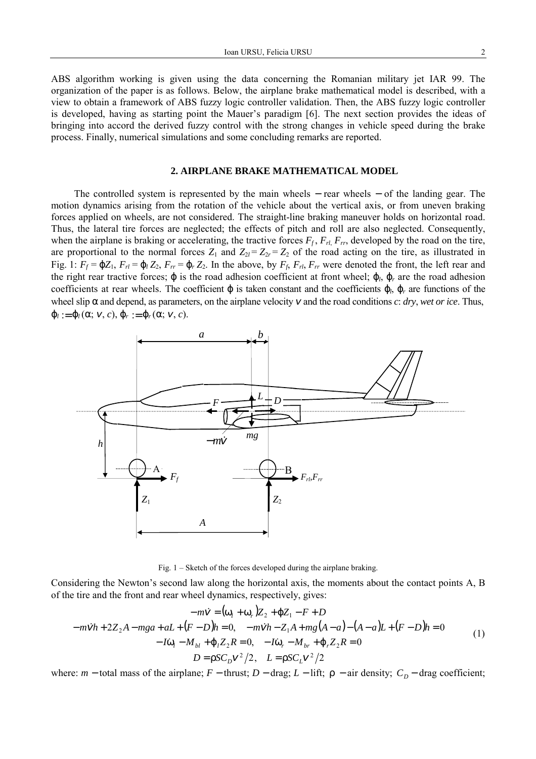ABS algorithm working is given using the data concerning the Romanian military jet IAR 99. The organization of the paper is as follows. Below, the airplane brake mathematical model is described, with a view to obtain a framework of ABS fuzzy logic controller validation. Then, the ABS fuzzy logic controller is developed, having as starting point the Mauer's paradigm [6]. The next section provides the ideas of bringing into accord the derived fuzzy control with the strong changes in vehicle speed during the brake process. Finally, numerical simulations and some concluding remarks are reported.

## 2. AIRPLANE BRAKE MATHEMATICAL MODEL

The controlled system is represented by the main wheels − rear wheels − of the landing gear. The motion dynamics arising from the rotation of the vehicle about the vertical axis, or from uneven braking forces applied on wheels, are not considered. The straight-line braking maneuver holds on horizontal road. Thus, the lateral tire forces are neglected; the effects of pitch and roll are also neglected. Consequently, when the airplane is braking or accelerating, the tractive forces $F_f$, $F_{rl}$, $F_{rr}$, developed by the road on the tire, are proportional to the normal forces $Z_1$ and $Z_{2l} = Z_{2r} = Z_2$ of the road acting on the tire, as illustrated in Fig. 1: $F_f = \varphi Z_1$, $F_{rl} = \varphi_l Z_2$, $F_{rr} = \varphi_r Z_2$. In the above, by $F_f$, $F_{rl}$, $F_{rr}$ were denoted the front, the left rear and the right rear tractive forces; $\varphi$ is the road adhesion coefficient at front wheel; $\varphi_l$, $\varphi_r$ are the road adhesion coefficients at rear wheels. The coefficient $\varphi$ is taken constant and the coefficients $\varphi_l$, $\varphi_r$ are functions of the wheel slip $\alpha$ and depend, as parameters, on the airplane velocity $v$ and the road conditions $c$: *dry*, *wet or ice*. Thus, $\varphi_l := \varphi_l(\alpha; v, c)$, $\varphi_r := \varphi_r(\alpha; v, c)$.

Fig. 1 – Sketch of the forces developed during the airplane braking.

Considering the Newton's second law along the horizontal axis, the moments about the contact points A, B of the tire and the front and rear wheel dynamics, respectively, gives:

$$
\begin{gathered}
-m\dot{v} = (\varphi_l + \varphi_r) Z_2 + \varphi Z_1 - F + D \\
-m\dot{v}h + 2Z_2 A - mga + aL + (F - D)h = 0, \quad -m\dot{v}h - Z_1 A + mg(A - a) - (A - a)L + (F - D)h = 0 \\
-I\dot{\omega}_l - M_{bl} + \varphi_l Z_2 R = 0, \quad -I\dot{\omega}_r - M_{br} + \varphi_r Z_2 R = 0 \\
D = \rho S C_D v^2 / 2, \quad L = \rho S C_L v^2 / 2
\end{gathered}
\tag{1}
$$

where: $m$ − total mass of the airplane; $F$ − thrust; $D$ − drag; $L$ − lift; $\rho$ − air density; $C_D$ − drag coefficient;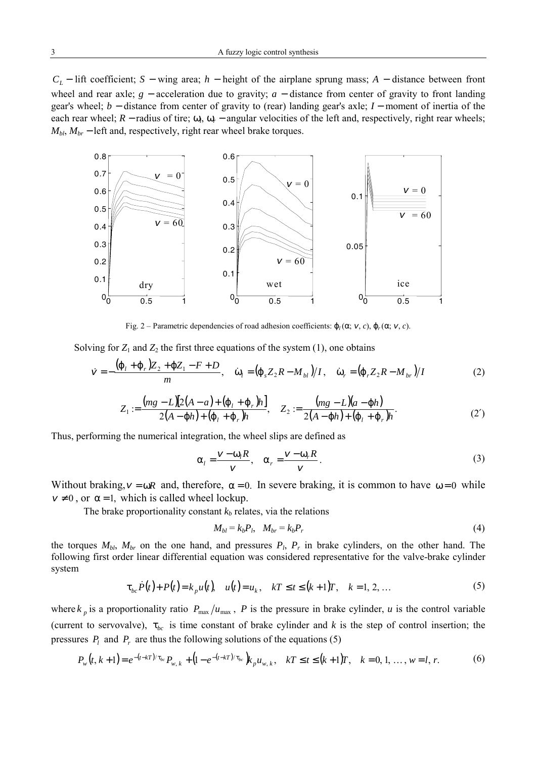$C_L$ − lift coefficient; $S$ − wing area; $h$ − height of the airplane sprung mass; $A$ − distance between front wheel and rear axle; $g$ − acceleration due to gravity; $a$ − distance from center of gravity to front landing gear's wheel; $b$ − distance from center of gravity to (rear) landing gear's axle; $I$ − moment of inertia of the each rear wheel; $R$ − radius of tire; $\omega_l$, $\omega_r$ − angular velocities of the left and, respectively, right rear wheels; $M_{bl}$, $M_{br}$ − left and, respectively, right rear wheel brake torques.

Fig. 2 – Parametric dependencies of road adhesion coefficients: $\varphi_l(\alpha;\, v,\, c)$, $\varphi_r(\alpha;\, v,\, c)$.

Solving for $Z_1$ and $Z_2$ the first three equations of the system (1), one obtains

$$\dot{v} = -\frac{(\varphi_l + \varphi_r)Z_2 + \varphi Z_1 - F + D}{m}, \quad \dot{\omega}_l = (\varphi_s Z_2 R - M_{bl})/I, \quad \dot{\omega}_r = (\varphi_r Z_2 R - M_{br})/I \tag{2}$$

$$Z_1 := \frac{(mg - L)[2(A - a) + (\varphi_l + \varphi_r)h]}{2(A - \varphi h) + (\varphi_l + \varphi_r)h}, \quad Z_2 := \frac{(mg - L)(a - \varphi h)}{2(A - \varphi h) + (\varphi_l + \varphi_r)h}. \tag{2'}$$

Thus, performing the numerical integration, the wheel slips are defined as

$$\alpha_l = \frac{v - \omega_l R}{v}, \quad \alpha_r = \frac{v - \omega_r R}{v}. \tag{3}$$

Without braking, $v = \omega R$ and, therefore, $\alpha = 0$. In severe braking, it is common to have $\omega = 0$ while $v \neq 0$, or $\alpha = 1$, which is called wheel lockup.

The brake proportionality constant $k_b$ relates, via the relations

$$M_{bl} = k_b P_l, \quad M_{br} = k_b P_r \tag{4}$$

the torques $M_{bl}$, $M_{br}$ on the one hand, and pressures $P_l$, $P_r$ in brake cylinders, on the other hand. The following first order linear differential equation was considered representative for the valve-brake cylinder system

$$\tau_{bc}\dot{P}(t) + P(t) = k_p u(t), \quad u(t) = u_k, \quad kT \le t \le (k+1)T, \quad k = 1, 2, \ldots \tag{5}$$

where $k_p$ is a proportionality ratio $P_{\max}/u_{\max}$, $P$ is the pressure in brake cylinder, $u$ is the control variable (current to servovalve), $\tau_{bc}$ is time constant of brake cylinder and $k$ is the step of control insertion; the pressures $P_l$ and $P_r$ are thus the following solutions of the equations (5)

$$P_w(t, k+1) = e^{-(t-kT)/\tau_{bc}} P_{w,k} + \left(1 - e^{-(t-kT)/\tau_{bc}}\right) k_p u_{w,k}, \quad kT \le t \le (k+1)T, \quad k = 0, 1, \ldots, w = l, r. \tag{6}$$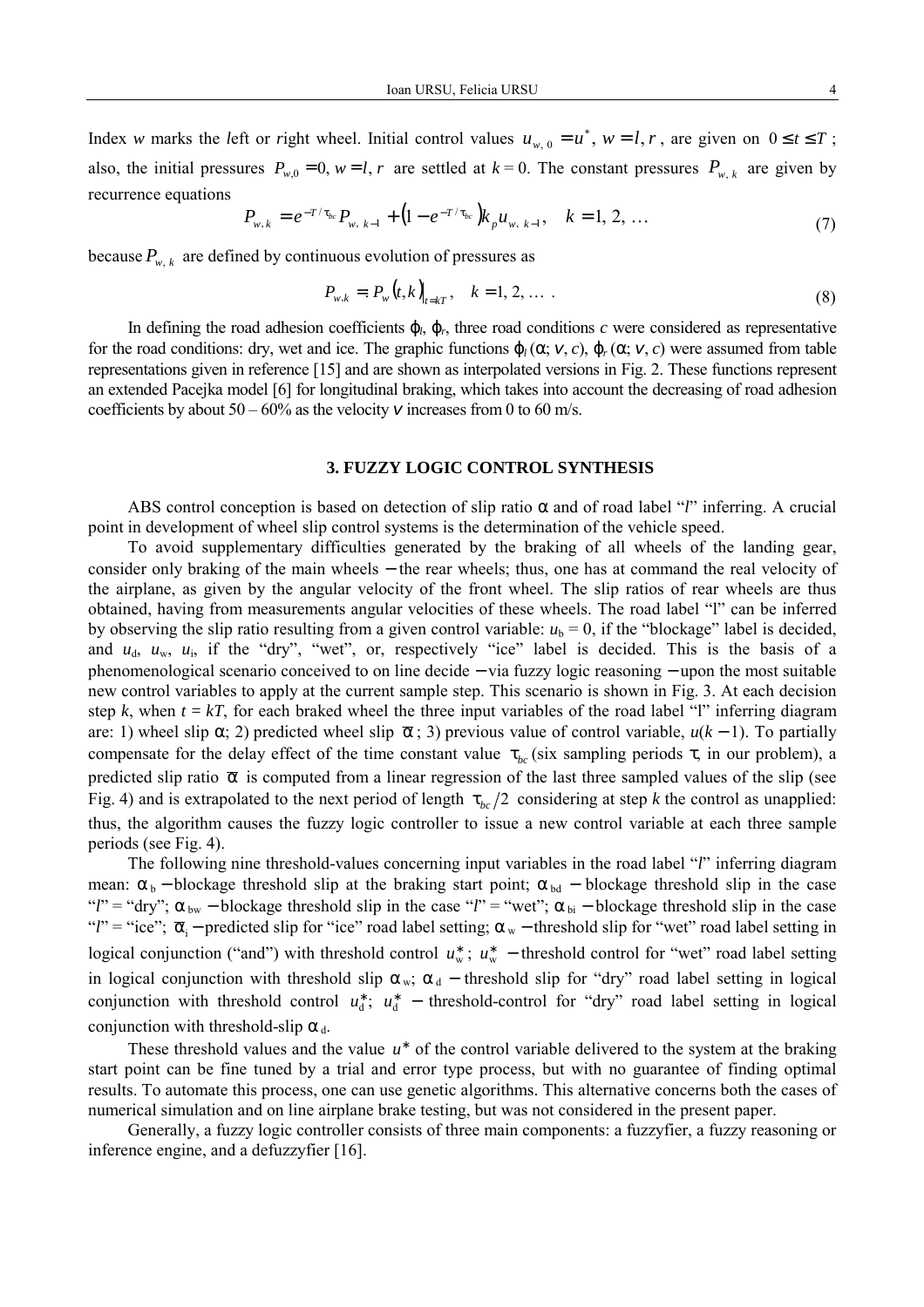Index $w$ marks the *l*eft or *r*ight wheel. Initial control values $u_{w,\,0} = u^*$, $w = l, r$, are given on $0 \le t \le T$; also, the initial pressures $P_{w,0} = 0$, $w = l, r$ are settled at $k = 0$. The constant pressures $P_{w,\,k}$ are given by recurrence equations

$$P_{w,\,k} = e^{-T/\tau_{bc}} P_{w,\,k-1} + \left(1 - e^{-T/\tau_{bc}}\right) k_p u_{w,\,k-1}, \quad k = 1, 2, \ldots \tag{7}$$

because $P_{w,\,k}$ are defined by continuous evolution of pressures as

$$P_{w,k} =: P_w(t,k)\big|_{t=kT}, \quad k = 1, 2, \ldots \,. \tag{8}$$

In defining the road adhesion coefficients $\varphi_l$, $\varphi_r$, three road conditions $c$ were considered as representative for the road conditions: dry, wet and ice. The graphic functions $\varphi_l\,(\alpha;\, V, c)$, $\varphi_r\,(\alpha;\, V, c)$ were assumed from table representations given in reference [15] and are shown as interpolated versions in Fig. 2. These functions represent an extended Pacejka model [6] for longitudinal braking, which takes into account the decreasing of road adhesion coefficients by about 50 – 60% as the velocity $V$ increases from 0 to 60 m/s.

## 3. FUZZY LOGIC CONTROL SYNTHESIS

ABS control conception is based on detection of slip ratio $\alpha$ and of road label "*l*" inferring. A crucial point in development of wheel slip control systems is the determination of the vehicle speed.

To avoid supplementary difficulties generated by the braking of all wheels of the landing gear, consider only braking of the main wheels − the rear wheels; thus, one has at command the real velocity of the airplane, as given by the angular velocity of the front wheel. The slip ratios of rear wheels are thus obtained, having from measurements angular velocities of these wheels. The road label "l" can be inferred by observing the slip ratio resulting from a given control variable: $u_{\text{b}} = 0$, if the "blockage" label is decided, and $u_{\text{d}}$, $u_{\text{w}}$, $u_{\text{i}}$, if the "dry", "wet", or, respectively "ice" label is decided. This is the basis of a phenomenological scenario conceived to on line decide − via fuzzy logic reasoning − upon the most suitable new control variables to apply at the current sample step. This scenario is shown in Fig. 3. At each decision step $k$, when $t = kT$, for each braked wheel the three input variables of the road label "l" inferring diagram are: 1) wheel slip $\alpha$; 2) predicted wheel slip $\bar{\alpha}$; 3) previous value of control variable, $u(k-1)$. To partially compensate for the delay effect of the time constant value $\tau_{bc}$ (six sampling periods $\tau$, in our problem), a predicted slip ratio $\bar{\alpha}$ is computed from a linear regression of the last three sampled values of the slip (see Fig. 4) and is extrapolated to the next period of length $\tau_{bc}/2$ considering at step $k$ the control as unapplied: thus, the algorithm causes the fuzzy logic controller to issue a new control variable at each three sample periods (see Fig. 4).

The following nine threshold-values concerning input variables in the road label "*l*" inferring diagram mean: $\alpha_{\text{b}}$ − blockage threshold slip at the braking start point; $\alpha_{\text{bd}}$ − blockage threshold slip in the case "*l*" = "dry"; $\alpha_{\text{bw}}$ − blockage threshold slip in the case "*l*" = "wet"; $\alpha_{\text{bi}}$ − blockage threshold slip in the case "*l*" = "ice"; $\bar{\alpha}_{\text{i}}$ − predicted slip for "ice" road label setting; $\alpha_{\text{w}}$ − threshold slip for "wet" road label setting in logical conjunction ("and") with threshold control $u^*_{\text{w}}$; $u^*_{\text{w}}$ − threshold control for "wet" road label setting in logical conjunction with threshold slip $\alpha_{\text{w}}$; $\alpha_{\text{d}}$ − threshold slip for "dry" road label setting in logical conjunction with threshold control $u^*_{\text{d}}$; $u^*_{\text{d}}$ − threshold-control for "dry" road label setting in logical conjunction with threshold-slip $\alpha_{\text{d}}$.

These threshold values and the value $u^*$ of the control variable delivered to the system at the braking start point can be fine tuned by a trial and error type process, but with no guarantee of finding optimal results. To automate this process, one can use genetic algorithms. This alternative concerns both the cases of numerical simulation and on line airplane brake testing, but was not considered in the present paper.

Generally, a fuzzy logic controller consists of three main components: a fuzzyfier, a fuzzy reasoning or inference engine, and a defuzzyfier [16].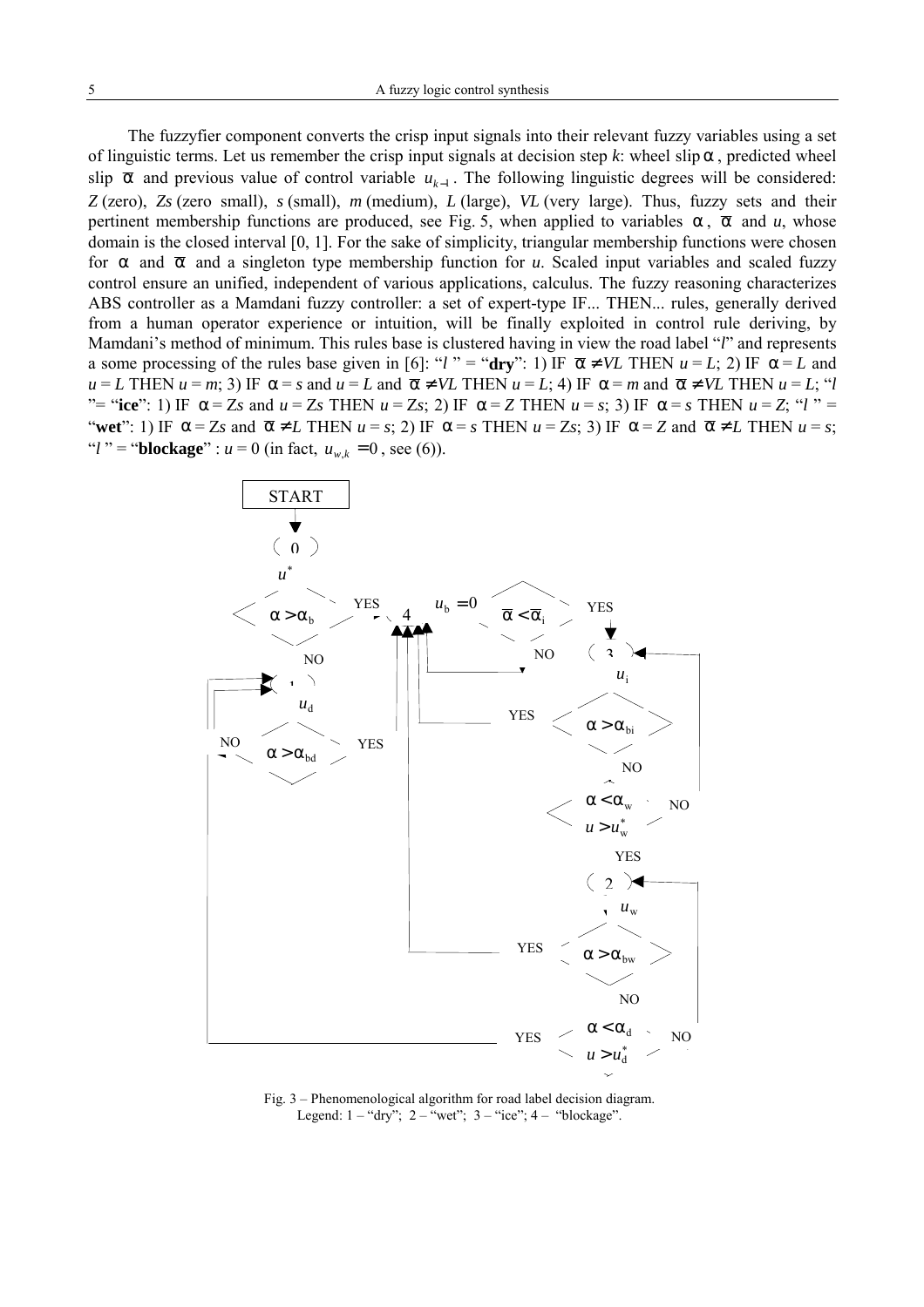The fuzzyfier component converts the crisp input signals into their relevant fuzzy variables using a set of linguistic terms. Let us remember the crisp input signals at decision step $k$: wheel slip $\alpha$, predicted wheel slip $\bar{\alpha}$ and previous value of control variable $u_{k-1}$. The following linguistic degrees will be considered: $Z$ (zero), $Zs$ (zero small), $s$ (small), $m$ (medium), $L$ (large), $VL$ (very large). Thus, fuzzy sets and their pertinent membership functions are produced, see Fig. 5, when applied to variables $\alpha$, $\bar{\alpha}$ and $u$, whose domain is the closed interval [0, 1]. For the sake of simplicity, triangular membership functions were chosen for $\alpha$ and $\bar{\alpha}$ and a singleton type membership function for $u$. Scaled input variables and scaled fuzzy control ensure an unified, independent of various applications, calculus. The fuzzy reasoning characterizes ABS controller as a Mamdani fuzzy controller: a set of expert-type IF... THEN... rules, generally derived from a human operator experience or intuition, will be finally exploited in control rule deriving, by Mamdani's method of minimum. This rules base is clustered having in view the road label "$l$" and represents a some processing of the rules base given in [6]: "$l$" = "**dry**": 1) IF $\bar{\alpha} \neq VL$ THEN $u = L$; 2) IF $\alpha = L$ and $u = L$ THEN $u = m$; 3) IF $\alpha = s$ and $u = L$ and $\bar{\alpha} \neq VL$ THEN $u = L$; 4) IF $\alpha = m$ and $\bar{\alpha} \neq VL$ THEN $u = L$; "$l$" = "**ice**": 1) IF $\alpha = Zs$ and $u = Zs$ THEN $u = Zs$; 2) IF $\alpha = Z$ THEN $u = s$; 3) IF $\alpha = s$ THEN $u = Z$; "$l$" = "**wet**": 1) IF $\alpha = Zs$ and $\bar{\alpha} \neq L$ THEN $u = s$; 2) IF $\alpha = s$ THEN $u = Zs$; 3) IF $\alpha = Z$ and $\bar{\alpha} \neq L$ THEN $u = s$; "$l$" = "**blockage**" : $u = 0$ (in fact, $u_{w,k} = 0$, see (6)).

Fig. 3 – Phenomenological algorithm for road label decision diagram.
Legend: 1 – "dry"; 2 – "wet"; 3 – "ice"; 4 – "blockage".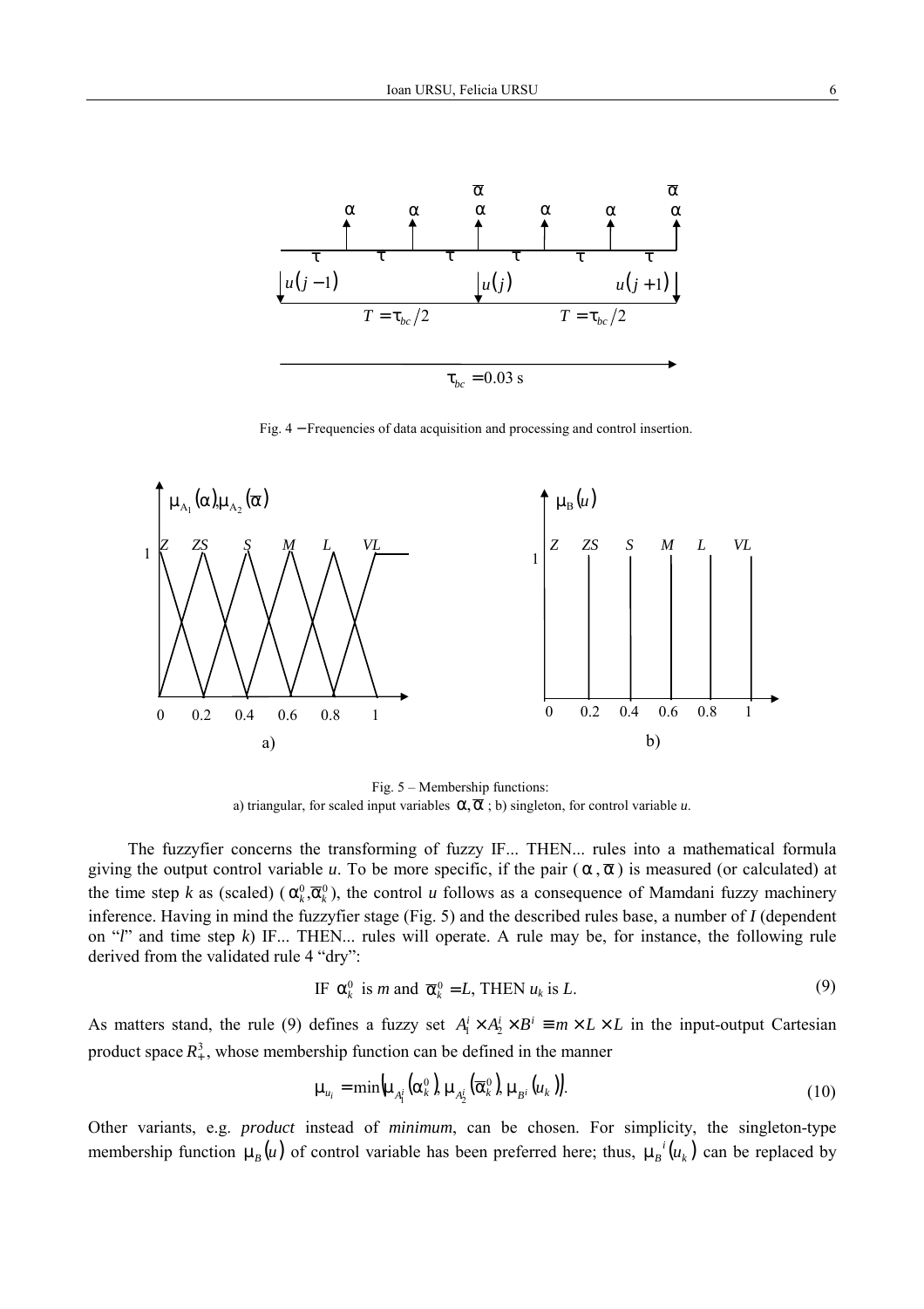Fig. 4 – Frequencies of data acquisition and processing and control insertion.

Fig. 5 – Membership functions:
a) triangular, for scaled input variables $\alpha, \bar{\alpha}$ ; b) singleton, for control variable $u$.

The fuzzyfier concerns the transforming of fuzzy IF... THEN... rules into a mathematical formula giving the output control variable $u$. To be more specific, if the pair ($\alpha$, $\bar{\alpha}$) is measured (or calculated) at the time step $k$ as (scaled) ($\alpha_k^0, \bar{\alpha}_k^0$), the control $u$ follows as a consequence of Mamdani fuzzy machinery inference. Having in mind the fuzzyfier stage (Fig. 5) and the described rules base, a number of $I$ (dependent on "$l$" and time step $k$) IF... THEN... rules will operate. A rule may be, for instance, the following rule derived from the validated rule 4 "dry":

$$\text{IF } \alpha_k^0 \text{ is } m \text{ and } \bar{\alpha}_k^0 = L\text{, THEN } u_k \text{ is } L. \tag{9}$$

As matters stand, the rule (9) defines a fuzzy set $A_1^i \times A_2^i \times B^i \equiv m \times L \times L$ in the input-output Cartesian product space $R_+^3$, whose membership function can be defined in the manner

$$\mu_{u_i} = \min\left(\mu_{A_1^i}\left(\alpha_k^0\right), \mu_{A_2^i}\left(\bar{\alpha}_k^0\right), \mu_{B^i}\left(u_k\right)\right). \tag{10}$$

Other variants, e.g. *product* instead of *minimum*, can be chosen. For simplicity, the singleton-type membership function $\mu_B(u)$ of control variable has been preferred here; thus, $\mu_B{}^i(u_k)$ can be replaced by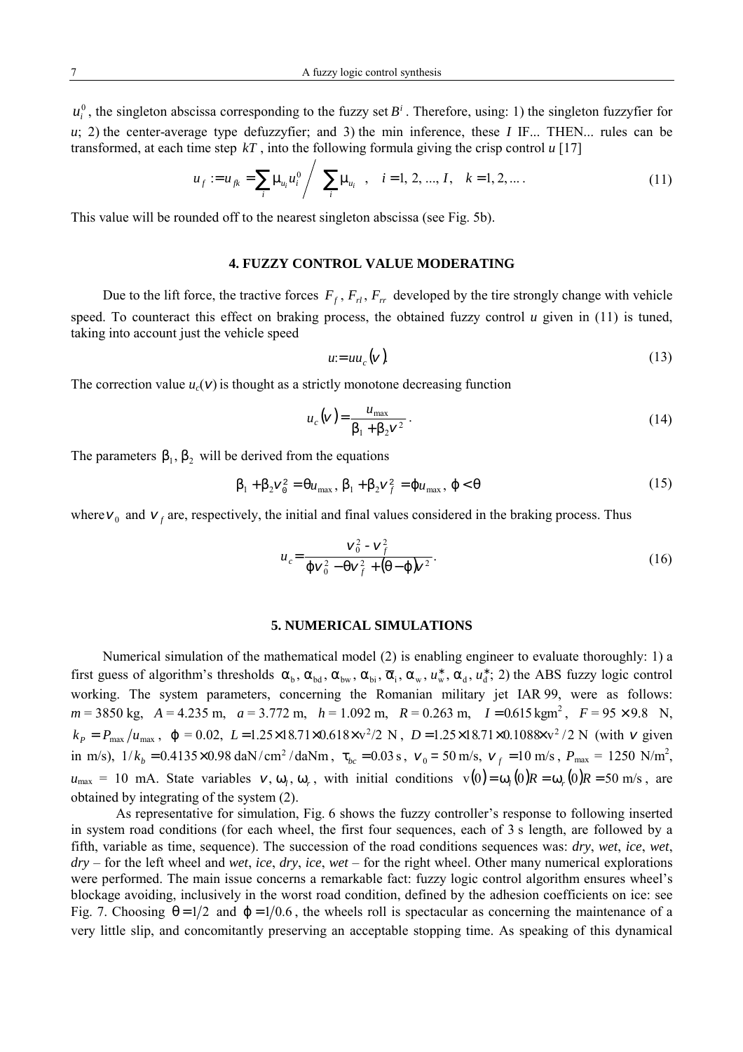$u_i^0$, the singleton abscissa corresponding to the fuzzy set $B^i$. Therefore, using: 1) the singleton fuzzyfier for $u$; 2) the center-average type defuzzyfier; and 3) the min inference, these $I$ IF... THEN... rules can be transformed, at each time step $kT$, into the following formula giving the crisp control $u$ [17]

$$u_f := u_{fk} = \sum_i \mu_{u_i} u_i^0 \Big/ \sum_i \mu_{u_i} \quad , \quad i = 1, 2, ..., I, \quad k = 1, 2, ... . \tag{11}$$

This value will be rounded off to the nearest singleton abscissa (see Fig. 5b).

## 4. FUZZY CONTROL VALUE MODERATING

Due to the lift force, the tractive forces $F_f$, $F_{rl}$, $F_{rr}$ developed by the tire strongly change with vehicle speed. To counteract this effect on braking process, the obtained fuzzy control $u$ given in (11) is tuned, taking into account just the vehicle speed

$$u := u u_c(v). \tag{13}$$

The correction value $u_c(v)$ is thought as a strictly monotone decreasing function

$$u_c(v) = \frac{u_{\max}}{\beta_1 + \beta_2 v^2}. \tag{14}$$

The parameters $\beta_1, \beta_2$ will be derived from the equations

$$\beta_1 + \beta_2 v_0^2 = \theta u_{\max}, \; \beta_1 + \beta_2 v_f^2 = \varphi u_{\max}, \; \varphi < \theta \tag{15}$$

where $v_0$ and $v_f$ are, respectively, the initial and final values considered in the braking process. Thus

$$u_c = \frac{v_0^2 - v_f^2}{\varphi v_0^2 - \theta v_f^2 + (\theta - \varphi) v^2}. \tag{16}$$

## 5. NUMERICAL SIMULATIONS

Numerical simulation of the mathematical model (2) is enabling engineer to evaluate thoroughly: 1) a first guess of algorithm's thresholds $\alpha_b, \alpha_{bd}, \alpha_{bw}, \alpha_{bi}, \overline{\alpha}_i, \alpha_w, u_w^*, \alpha_d, u_d^*$; 2) the ABS fuzzy logic control working. The system parameters, concerning the Romanian military jet IAR 99, were as follows: $m = 3850$ kg, $A = 4.235$ m, $a = 3.772$ m, $h = 1.092$ m, $R = 0.263$ m, $I = 0.615\,\text{kgm}^2$, $F = 95 \times 9.8$ N, $k_P = P_{\max}/u_{\max}$, $\varphi = 0.02$, $L = 1.25 \times 18.71 \times 0.618 \times v^2/2$ N, $D = 1.25 \times 18.71 \times 0.1088 \times v^2/2$ N (with $v$ given in m/s), $1/k_b = 0.4135 \times 0.98\,\text{daN/cm}^2/\text{daNm}$, $\tau_{bc} = 0.03$ s, $v_0 = 50$ m/s, $v_f = 10$ m/s, $P_{\max} = 1250$ N/m$^2$, $u_{\max} = 10$ mA. State variables $v, \omega_l, \omega_r$, with initial conditions $v(0) = \omega_l(0)R = \omega_r(0)R = 50$ m/s, are obtained by integrating of the system (2).

As representative for simulation, Fig. 6 shows the fuzzy controller's response to following inserted in system road conditions (for each wheel, the first four sequences, each of 3 s length, are followed by a fifth, variable as time, sequence). The succession of the road conditions sequences was: ***dry***, ***wet***, ***ice***, ***wet***, ***dry*** – for the left wheel and ***wet***, ***ice***, ***dry***, ***ice***, ***wet*** – for the right wheel. Other many numerical explorations were performed. The main issue concerns a remarkable fact: fuzzy logic control algorithm ensures wheel's blockage avoiding, inclusively in the worst road condition, defined by the adhesion coefficients on ice: see Fig. 7. Choosing $\theta = 1/2$ and $\varphi = 1/0.6$, the wheels roll is spectacular as concerning the maintenance of a very little slip, and concomitantly preserving an acceptable stopping time. As speaking of this dynamical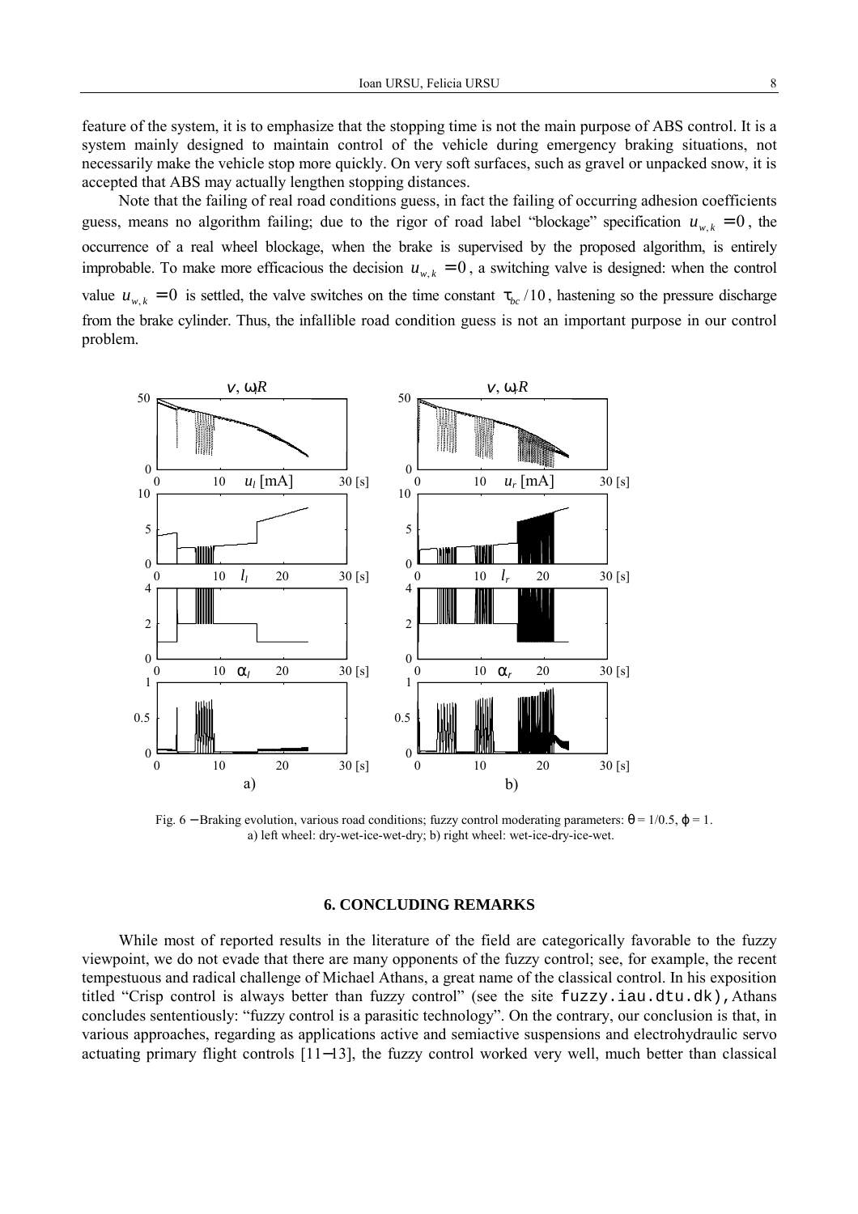feature of the system, it is to emphasize that the stopping time is not the main purpose of ABS control. It is a system mainly designed to maintain control of the vehicle during emergency braking situations, not necessarily make the vehicle stop more quickly. On very soft surfaces, such as gravel or unpacked snow, it is accepted that ABS may actually lengthen stopping distances.

Note that the failing of real road conditions guess, in fact the failing of occurring adhesion coefficients guess, means no algorithm failing; due to the rigor of road label "blockage" specification $u_{w,k} = 0$, the occurrence of a real wheel blockage, when the brake is supervised by the proposed algorithm, is entirely improbable. To make more efficacious the decision $u_{w,k} = 0$, a switching valve is designed: when the control value $u_{w,k} = 0$ is settled, the valve switches on the time constant $\tau_{bc}/10$, hastening so the pressure discharge from the brake cylinder. Thus, the infallible road condition guess is not an important purpose in our control problem.

Fig. 6 – Braking evolution, various road conditions; fuzzy control moderating parameters: $\theta = 1/0.5$, $\varphi = 1$.
a) left wheel: dry-wet-ice-wet-dry; b) right wheel: wet-ice-dry-ice-wet.

## 6. CONCLUDING REMARKS

While most of reported results in the literature of the field are categorically favorable to the fuzzy viewpoint, we do not evade that there are many opponents of the fuzzy control; see, for example, the recent tempestuous and radical challenge of Michael Athans, a great name of the classical control. In his exposition titled "Crisp control is always better than fuzzy control" (see the site fuzzy.iau.dtu.dk), Athans concludes sententiously: "fuzzy control is a parasitic technology". On the contrary, our conclusion is that, in various approaches, regarding as applications active and semiactive suspensions and electrohydraulic servo actuating primary flight controls [11–13], the fuzzy control worked very well, much better than classical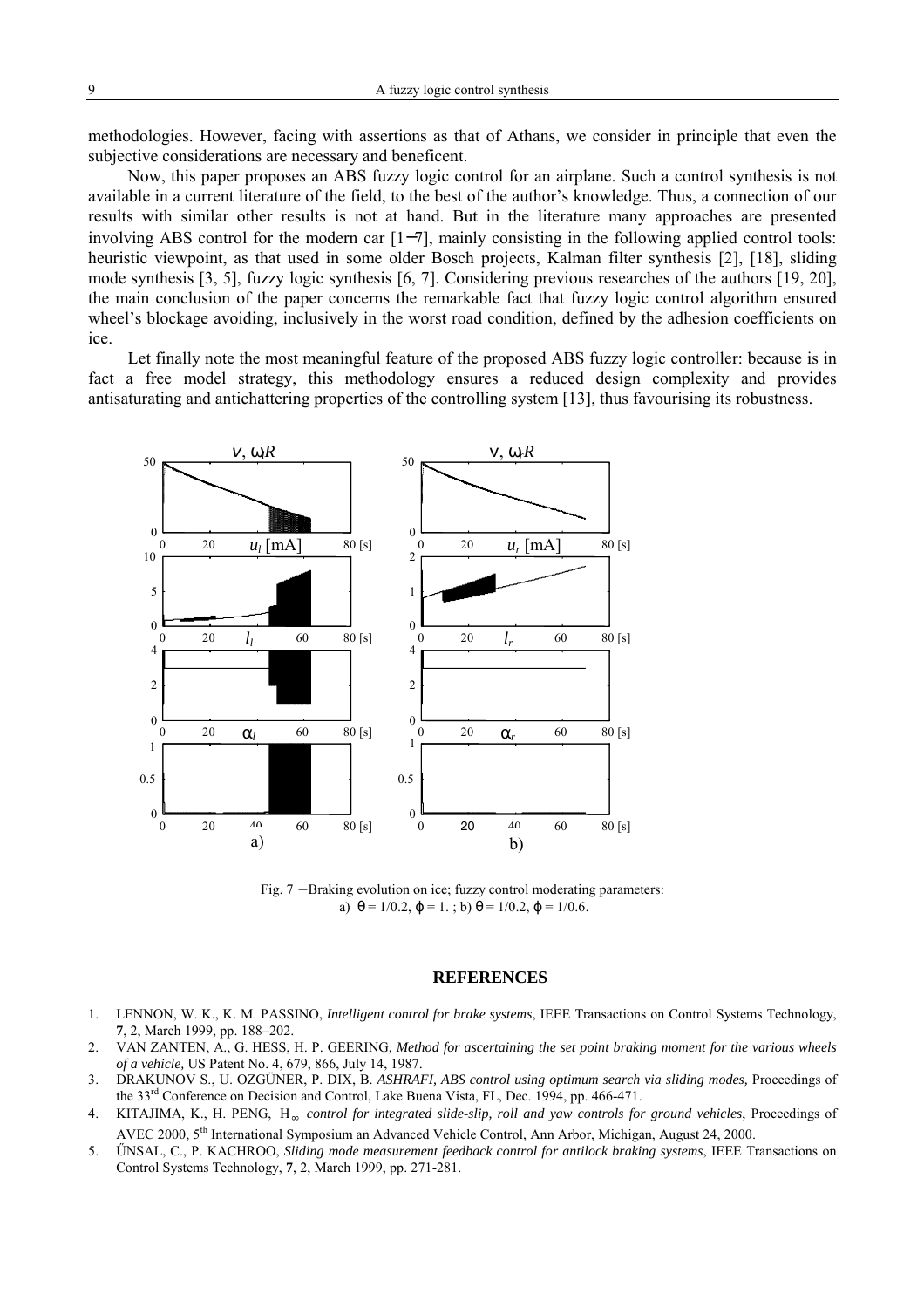methodologies. However, facing with assertions as that of Athans, we consider in principle that even the subjective considerations are necessary and beneficent.

Now, this paper proposes an ABS fuzzy logic control for an airplane. Such a control synthesis is not available in a current literature of the field, to the best of the author's knowledge. Thus, a connection of our results with similar other results is not at hand. But in the literature many approaches are presented involving ABS control for the modern car [1−7], mainly consisting in the following applied control tools: heuristic viewpoint, as that used in some older Bosch projects, Kalman filter synthesis [2], [18], sliding mode synthesis [3, 5], fuzzy logic synthesis [6, 7]. Considering previous researches of the authors [19, 20], the main conclusion of the paper concerns the remarkable fact that fuzzy logic control algorithm ensured wheel's blockage avoiding, inclusively in the worst road condition, defined by the adhesion coefficients on ice.

Let finally note the most meaningful feature of the proposed ABS fuzzy logic controller: because is in fact a free model strategy, this methodology ensures a reduced design complexity and provides antisaturating and antichattering properties of the controlling system [13], thus favourising its robustness.

Fig. 7 − Braking evolution on ice; fuzzy control moderating parameters: a) $\theta = 1/0.2$, $\varphi = 1.$ ; b) $\theta = 1/0.2$, $\varphi = 1/0.6$.

## REFERENCES

1. LENNON, W. K., K. M. PASSINO, *Intelligent control for brake systems*, IEEE Transactions on Control Systems Technology, **7**, 2, March 1999, pp. 188–202.
2. VAN ZANTEN, A., G. HESS, H. P. GEERING, *Method for ascertaining the set point braking moment for the various wheels of a vehicle*, US Patent No. 4, 679, 866, July 14, 1987.
3. DRAKUNOV S., U. OZGÜNER, P. DIX, B. *ASHRAFI, ABS control using optimum search via sliding modes,* Proceedings of the 33rd Conference on Decision and Control, Lake Buena Vista, FL, Dec. 1994, pp. 466-471.
4. KITAJIMA, K., H. PENG, $H_\infty$ *control for integrated slide-slip, roll and yaw controls for ground vehicles*, Proceedings of AVEC 2000, 5th International Symposium an Advanced Vehicle Control, Ann Arbor, Michigan, August 24, 2000.
5. ÜNSAL, C., P. KACHROO, *Sliding mode measurement feedback control for antilock braking systems*, IEEE Transactions on Control Systems Technology, **7**, 2, March 1999, pp. 271-281.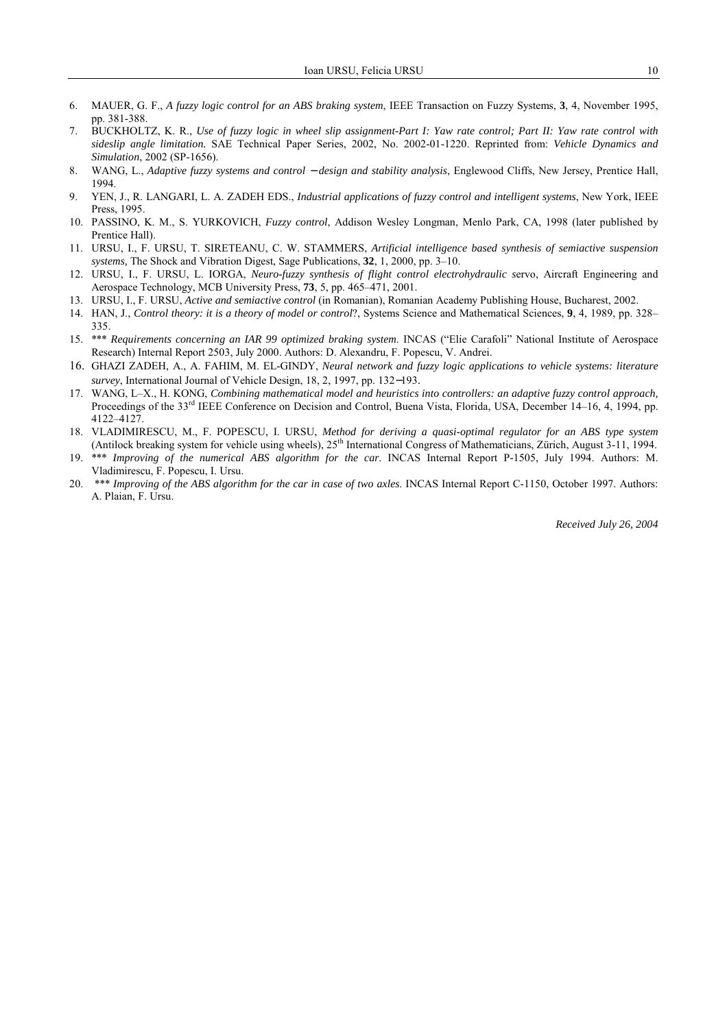6. MAUER, G. F., *A fuzzy logic control for an ABS braking system*, IEEE Transaction on Fuzzy Systems, **3**, 4, November 1995, pp. 381-388.
7. BUCKHOLTZ, K. R., *Use of fuzzy logic in wheel slip assignment-Part I: Yaw rate control; Part II: Yaw rate control with sideslip angle limitation.* SAE Technical Paper Series, 2002, No. 2002-01-1220. Reprinted from: *Vehicle Dynamics and Simulation*, 2002 (SP-1656).
8. WANG, L., *Adaptive fuzzy systems and control − design and stability analysis*, Englewood Cliffs, New Jersey, Prentice Hall, 1994.
9. YEN, J., R. LANGARI, L. A. ZADEH EDS., *Industrial applications of fuzzy control and intelligent systems*, New York, IEEE Press, 1995.
10. PASSINO, K. M., S. YURKOVICH, *Fuzzy control*, Addison Wesley Longman, Menlo Park, CA, 1998 (later published by Prentice Hall).
11. URSU, I., F. URSU, T. SIRETEANU, C. W. STAMMERS, *Artificial intelligence based synthesis of semiactive suspension systems,* The Shock and Vibration Digest, Sage Publications, **32**, 1, 2000, pp. 3–10.
12. URSU, I., F. URSU, L. IORGA, *Neuro-fuzzy synthesis of flight control electrohydraulic s*ervo, Aircraft Engineering and Aerospace Technology, MCB University Press, **73**, 5, pp. 465–471, 2001.
13. URSU, I., F. URSU, *Active and semiactive control* (in Romanian), Romanian Academy Publishing House, Bucharest, 2002.
14. HAN, J., *Control theory: it is a theory of model or control*?, Systems Science and Mathematical Sciences, **9**, 4, 1989, pp. 328–335.
15. \*\*\* *Requirements concerning an IAR 99 optimized braking system*. INCAS ("Elie Carafoli" National Institute of Aerospace Research) Internal Report 2503, July 2000. Authors: D. Alexandru, F. Popescu, V. Andrei.
16. GHAZI ZADEH, A., A. FAHIM, M. EL-GINDY, *Neural network and fuzzy logic applications to vehicle systems: literature survey*, International Journal of Vehicle Design, 18, 2, 1997, pp. 132−193.
17. WANG, L–X., H. KONG, *Combining mathematical model and heuristics into controllers: an adaptive fuzzy control approach,* Proceedings of the 33[rd] IEEE Conference on Decision and Control, Buena Vista, Florida, USA, December 14–16, 4, 1994, pp. 4122–4127.
18. VLADIMIRESCU, M., F. POPESCU, I. URSU, *Method for deriving a quasi-optimal regulator for an ABS type system* (Antilock breaking system for vehicle using wheels), 25[th] International Congress of Mathematicians, Zürich, August 3-11, 1994.
19. \*\*\* *Improving of the numerical ABS algorithm for the car*. INCAS Internal Report P-1505, July 1994. Authors: M. Vladimirescu, F. Popescu, I. Ursu.
20. \*\*\* *Improving of the ABS algorithm for the car in case of two axles*. INCAS Internal Report C-1150, October 1997. Authors: A. Plaian, F. Ursu.

*Received July 26, 2004*